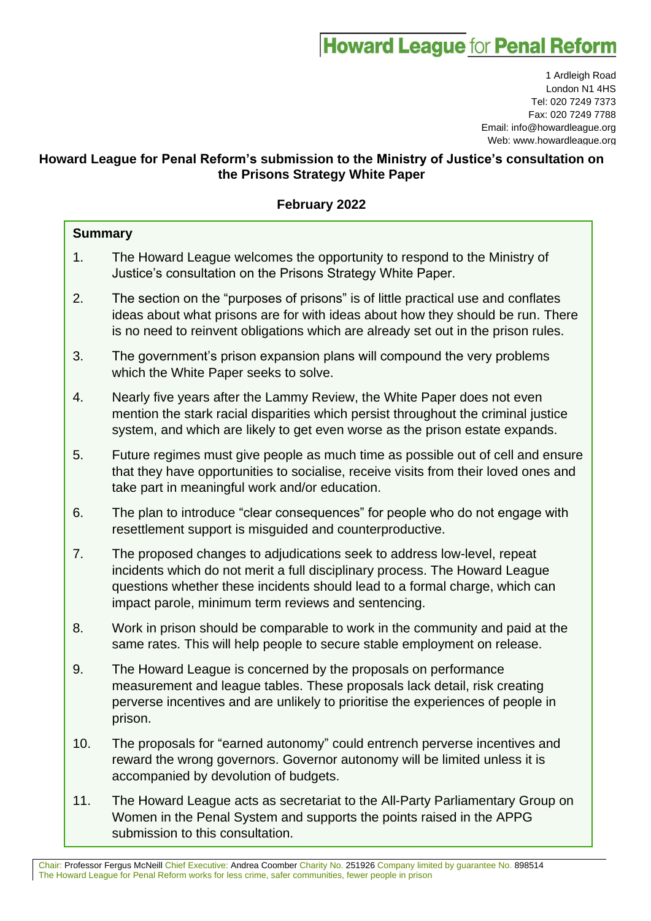**Howard League for Penal Reform**

1 Ardleigh Road
London N1 4HS
Tel: 020 7249 7373
Fax: 020 7249 7788
Email: info@howardleague.org
Web: www.howardleague.org

# Howard League for Penal Reform's submission to the Ministry of Justice's consultation on the Prisons Strategy White Paper

**February 2022**

## Summary

1. The Howard League welcomes the opportunity to respond to the Ministry of Justice's consultation on the Prisons Strategy White Paper.
2. The section on the "purposes of prisons" is of little practical use and conflates ideas about what prisons are for with ideas about how they should be run. There is no need to reinvent obligations which are already set out in the prison rules.
3. The government's prison expansion plans will compound the very problems which the White Paper seeks to solve.
4. Nearly five years after the Lammy Review, the White Paper does not even mention the stark racial disparities which persist throughout the criminal justice system, and which are likely to get even worse as the prison estate expands.
5. Future regimes must give people as much time as possible out of cell and ensure that they have opportunities to socialise, receive visits from their loved ones and take part in meaningful work and/or education.
6. The plan to introduce "clear consequences" for people who do not engage with resettlement support is misguided and counterproductive.
7. The proposed changes to adjudications seek to address low-level, repeat incidents which do not merit a full disciplinary process. The Howard League questions whether these incidents should lead to a formal charge, which can impact parole, minimum term reviews and sentencing.
8. Work in prison should be comparable to work in the community and paid at the same rates. This will help people to secure stable employment on release.
9. The Howard League is concerned by the proposals on performance measurement and league tables. These proposals lack detail, risk creating perverse incentives and are unlikely to prioritise the experiences of people in prison.
10. The proposals for "earned autonomy" could entrench perverse incentives and reward the wrong governors. Governor autonomy will be limited unless it is accompanied by devolution of budgets.
11. The Howard League acts as secretariat to the All-Party Parliamentary Group on Women in the Penal System and supports the points raised in the APPG submission to this consultation.

Chair: Professor Fergus McNeill Chief Executive: Andrea Coomber Charity No. 251926 Company limited by guarantee No. 898514
The Howard League for Penal Reform works for less crime, safer communities, fewer people in prison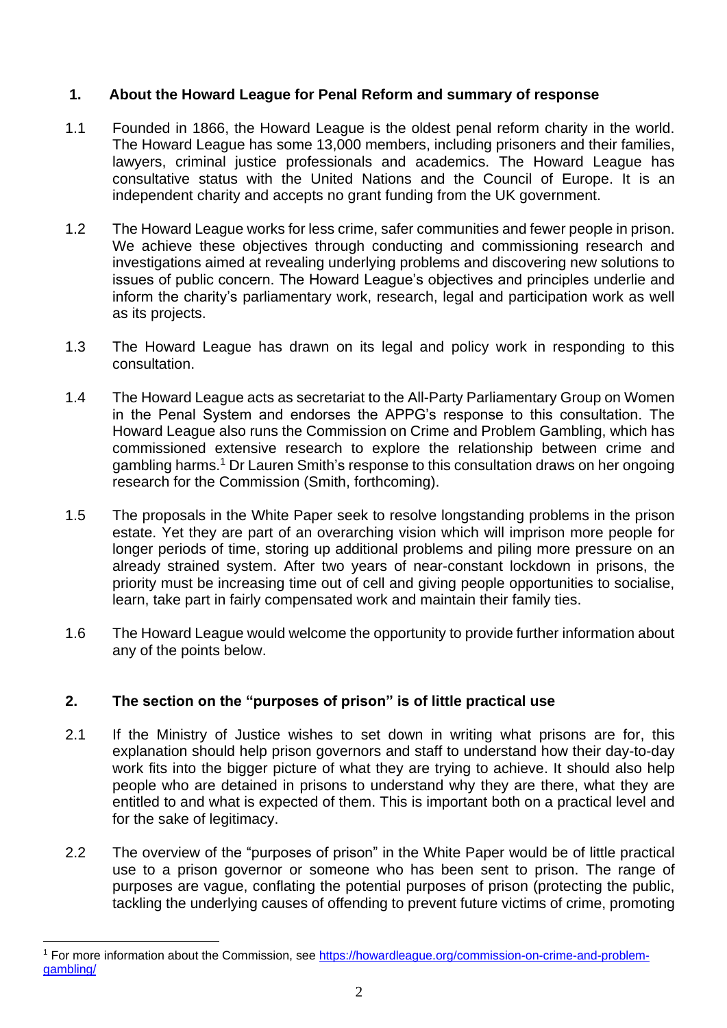## 1. About the Howard League for Penal Reform and summary of response

1.1 Founded in 1866, the Howard League is the oldest penal reform charity in the world. The Howard League has some 13,000 members, including prisoners and their families, lawyers, criminal justice professionals and academics. The Howard League has consultative status with the United Nations and the Council of Europe. It is an independent charity and accepts no grant funding from the UK government.

1.2 The Howard League works for less crime, safer communities and fewer people in prison. We achieve these objectives through conducting and commissioning research and investigations aimed at revealing underlying problems and discovering new solutions to issues of public concern. The Howard League's objectives and principles underlie and inform the charity's parliamentary work, research, legal and participation work as well as its projects.

1.3 The Howard League has drawn on its legal and policy work in responding to this consultation.

1.4 The Howard League acts as secretariat to the All-Party Parliamentary Group on Women in the Penal System and endorses the APPG's response to this consultation. The Howard League also runs the Commission on Crime and Problem Gambling, which has commissioned extensive research to explore the relationship between crime and gambling harms.[1] Dr Lauren Smith's response to this consultation draws on her ongoing research for the Commission (Smith, forthcoming).

1.5 The proposals in the White Paper seek to resolve longstanding problems in the prison estate. Yet they are part of an overarching vision which will imprison more people for longer periods of time, storing up additional problems and piling more pressure on an already strained system. After two years of near-constant lockdown in prisons, the priority must be increasing time out of cell and giving people opportunities to socialise, learn, take part in fairly compensated work and maintain their family ties.

1.6 The Howard League would welcome the opportunity to provide further information about any of the points below.

## 2. The section on the "purposes of prison" is of little practical use

2.1 If the Ministry of Justice wishes to set down in writing what prisons are for, this explanation should help prison governors and staff to understand how their day-to-day work fits into the bigger picture of what they are trying to achieve. It should also help people who are detained in prisons to understand why they are there, what they are entitled to and what is expected of them. This is important both on a practical level and for the sake of legitimacy.

2.2 The overview of the "purposes of prison" in the White Paper would be of little practical use to a prison governor or someone who has been sent to prison. The range of purposes are vague, conflating the potential purposes of prison (protecting the public, tackling the underlying causes of offending to prevent future victims of crime, promoting

---

[1] For more information about the Commission, see https://howardleague.org/commission-on-crime-and-problem-gambling/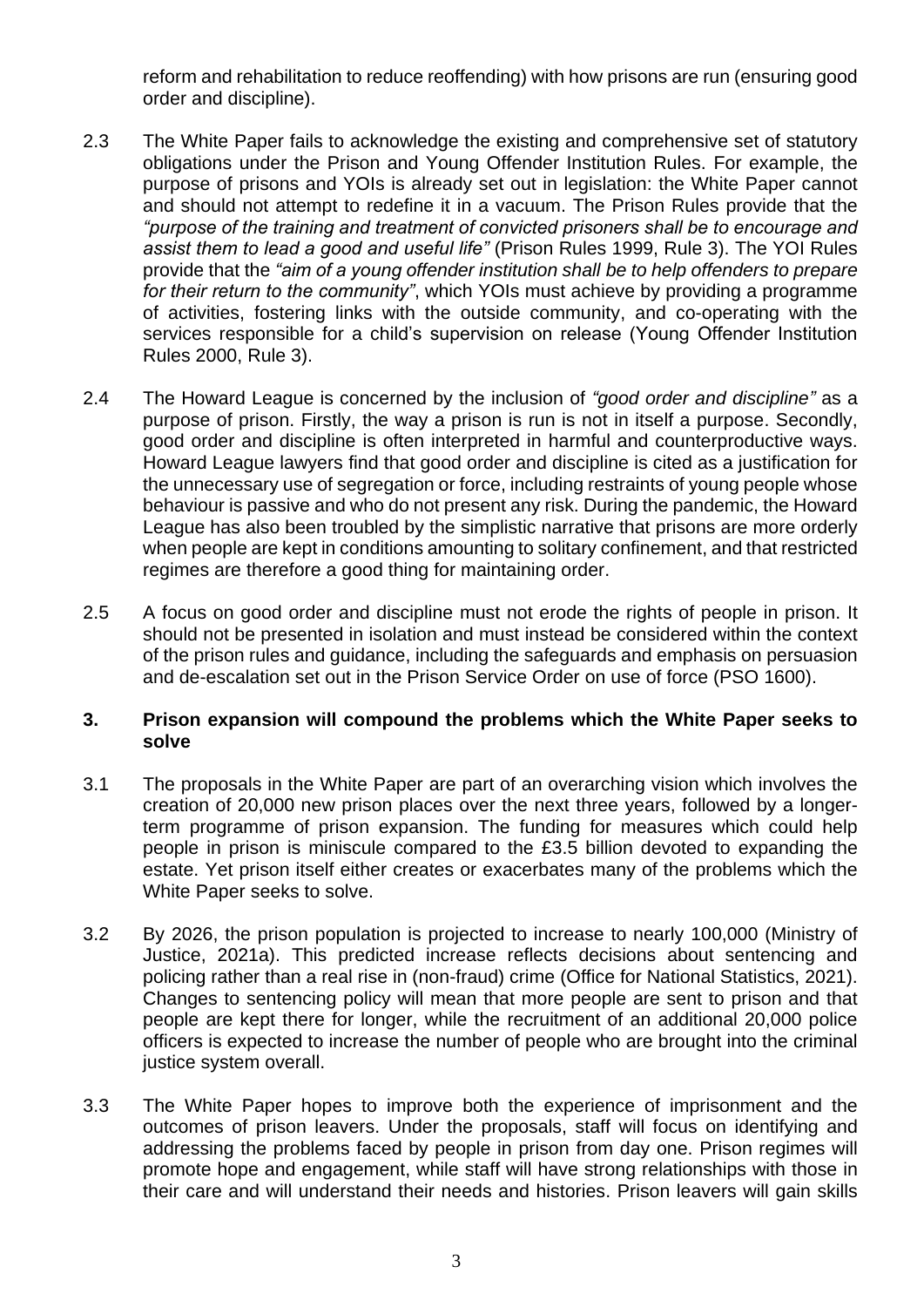reform and rehabilitation to reduce reoffending) with how prisons are run (ensuring good order and discipline).

2.3 The White Paper fails to acknowledge the existing and comprehensive set of statutory obligations under the Prison and Young Offender Institution Rules. For example, the purpose of prisons and YOIs is already set out in legislation: the White Paper cannot and should not attempt to redefine it in a vacuum. The Prison Rules provide that the *"purpose of the training and treatment of convicted prisoners shall be to encourage and assist them to lead a good and useful life"* (Prison Rules 1999, Rule 3). The YOI Rules provide that the *"aim of a young offender institution shall be to help offenders to prepare for their return to the community"*, which YOIs must achieve by providing a programme of activities, fostering links with the outside community, and co-operating with the services responsible for a child's supervision on release (Young Offender Institution Rules 2000, Rule 3).

2.4 The Howard League is concerned by the inclusion of *"good order and discipline"* as a purpose of prison. Firstly, the way a prison is run is not in itself a purpose. Secondly, good order and discipline is often interpreted in harmful and counterproductive ways. Howard League lawyers find that good order and discipline is cited as a justification for the unnecessary use of segregation or force, including restraints of young people whose behaviour is passive and who do not present any risk. During the pandemic, the Howard League has also been troubled by the simplistic narrative that prisons are more orderly when people are kept in conditions amounting to solitary confinement, and that restricted regimes are therefore a good thing for maintaining order.

2.5 A focus on good order and discipline must not erode the rights of people in prison. It should not be presented in isolation and must instead be considered within the context of the prison rules and guidance, including the safeguards and emphasis on persuasion and de-escalation set out in the Prison Service Order on use of force (PSO 1600).

## 3. Prison expansion will compound the problems which the White Paper seeks to solve

3.1 The proposals in the White Paper are part of an overarching vision which involves the creation of 20,000 new prison places over the next three years, followed by a longer-term programme of prison expansion. The funding for measures which could help people in prison is miniscule compared to the £3.5 billion devoted to expanding the estate. Yet prison itself either creates or exacerbates many of the problems which the White Paper seeks to solve.

3.2 By 2026, the prison population is projected to increase to nearly 100,000 (Ministry of Justice, 2021a). This predicted increase reflects decisions about sentencing and policing rather than a real rise in (non-fraud) crime (Office for National Statistics, 2021). Changes to sentencing policy will mean that more people are sent to prison and that people are kept there for longer, while the recruitment of an additional 20,000 police officers is expected to increase the number of people who are brought into the criminal justice system overall.

3.3 The White Paper hopes to improve both the experience of imprisonment and the outcomes of prison leavers. Under the proposals, staff will focus on identifying and addressing the problems faced by people in prison from day one. Prison regimes will promote hope and engagement, while staff will have strong relationships with those in their care and will understand their needs and histories. Prison leavers will gain skills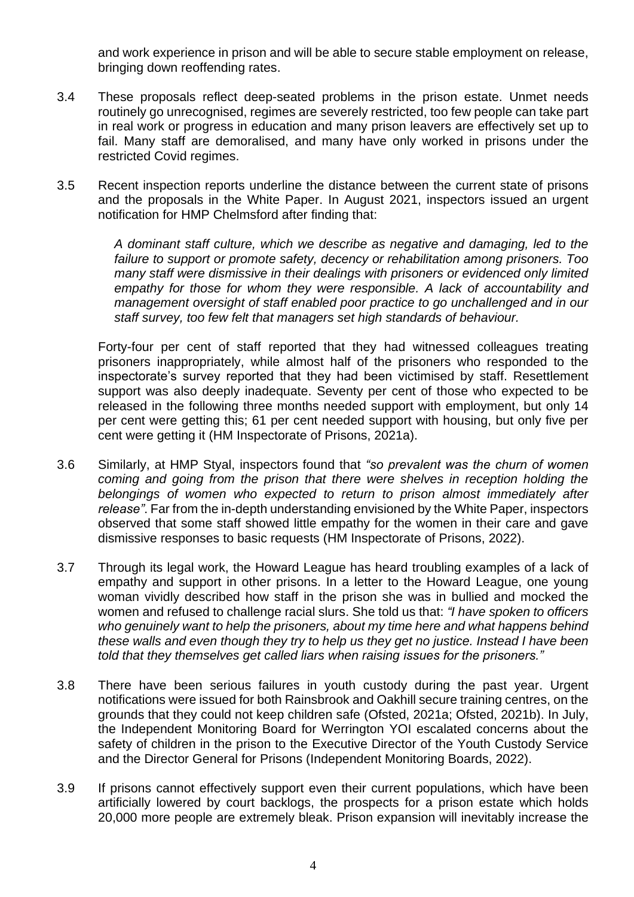and work experience in prison and will be able to secure stable employment on release, bringing down reoffending rates.

3.4 These proposals reflect deep-seated problems in the prison estate. Unmet needs routinely go unrecognised, regimes are severely restricted, too few people can take part in real work or progress in education and many prison leavers are effectively set up to fail. Many staff are demoralised, and many have only worked in prisons under the restricted Covid regimes.

3.5 Recent inspection reports underline the distance between the current state of prisons and the proposals in the White Paper. In August 2021, inspectors issued an urgent notification for HMP Chelmsford after finding that:

> *A dominant staff culture, which we describe as negative and damaging, led to the failure to support or promote safety, decency or rehabilitation among prisoners. Too many staff were dismissive in their dealings with prisoners or evidenced only limited empathy for those for whom they were responsible. A lack of accountability and management oversight of staff enabled poor practice to go unchallenged and in our staff survey, too few felt that managers set high standards of behaviour.*

Forty-four per cent of staff reported that they had witnessed colleagues treating prisoners inappropriately, while almost half of the prisoners who responded to the inspectorate's survey reported that they had been victimised by staff. Resettlement support was also deeply inadequate. Seventy per cent of those who expected to be released in the following three months needed support with employment, but only 14 per cent were getting this; 61 per cent needed support with housing, but only five per cent were getting it (HM Inspectorate of Prisons, 2021a).

3.6 Similarly, at HMP Styal, inspectors found that *"so prevalent was the churn of women coming and going from the prison that there were shelves in reception holding the belongings of women who expected to return to prison almost immediately after release"*. Far from the in-depth understanding envisioned by the White Paper, inspectors observed that some staff showed little empathy for the women in their care and gave dismissive responses to basic requests (HM Inspectorate of Prisons, 2022).

3.7 Through its legal work, the Howard League has heard troubling examples of a lack of empathy and support in other prisons. In a letter to the Howard League, one young woman vividly described how staff in the prison she was in bullied and mocked the women and refused to challenge racial slurs. She told us that: *"I have spoken to officers who genuinely want to help the prisoners, about my time here and what happens behind these walls and even though they try to help us they get no justice. Instead I have been told that they themselves get called liars when raising issues for the prisoners."*

3.8 There have been serious failures in youth custody during the past year. Urgent notifications were issued for both Rainsbrook and Oakhill secure training centres, on the grounds that they could not keep children safe (Ofsted, 2021a; Ofsted, 2021b). In July, the Independent Monitoring Board for Werrington YOI escalated concerns about the safety of children in the prison to the Executive Director of the Youth Custody Service and the Director General for Prisons (Independent Monitoring Boards, 2022).

3.9 If prisons cannot effectively support even their current populations, which have been artificially lowered by court backlogs, the prospects for a prison estate which holds 20,000 more people are extremely bleak. Prison expansion will inevitably increase the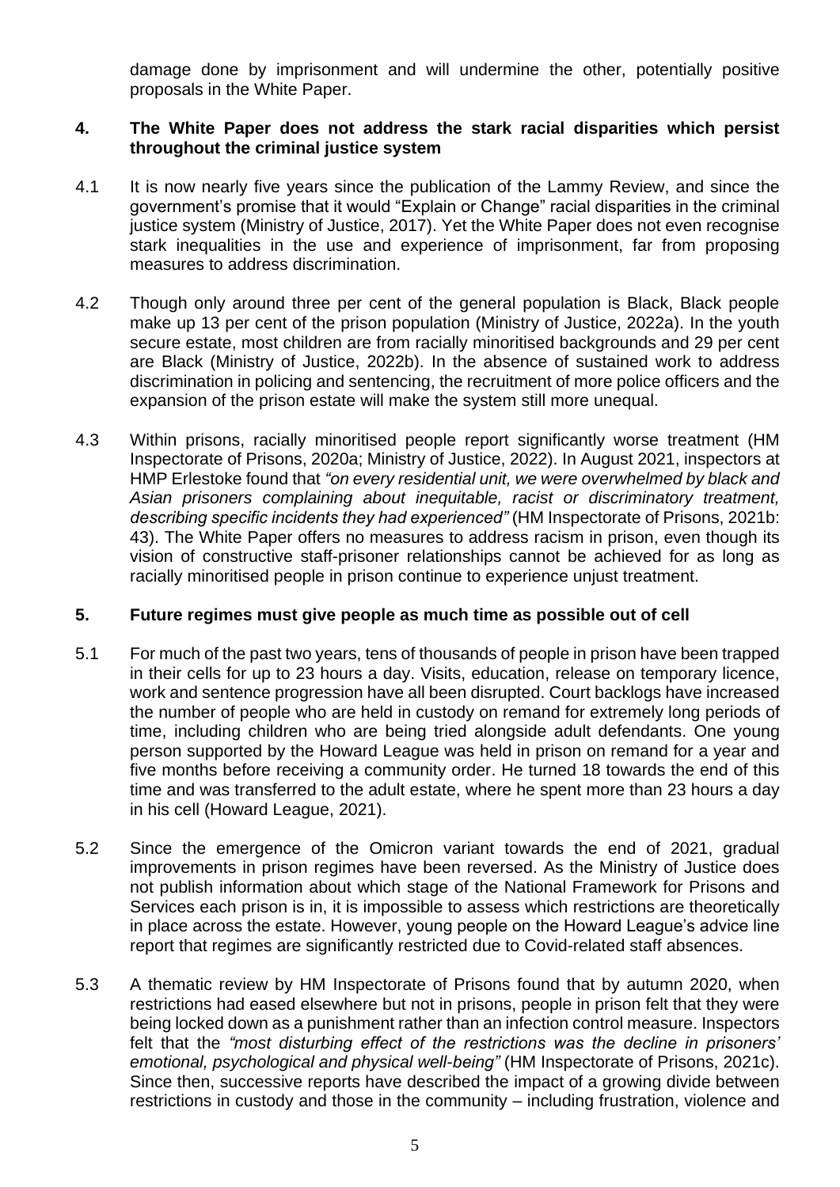damage done by imprisonment and will undermine the other, potentially positive proposals in the White Paper.

## 4. The White Paper does not address the stark racial disparities which persist throughout the criminal justice system

4.1 It is now nearly five years since the publication of the Lammy Review, and since the government's promise that it would "Explain or Change" racial disparities in the criminal justice system (Ministry of Justice, 2017). Yet the White Paper does not even recognise stark inequalities in the use and experience of imprisonment, far from proposing measures to address discrimination.

4.2 Though only around three per cent of the general population is Black, Black people make up 13 per cent of the prison population (Ministry of Justice, 2022a). In the youth secure estate, most children are from racially minoritised backgrounds and 29 per cent are Black (Ministry of Justice, 2022b). In the absence of sustained work to address discrimination in policing and sentencing, the recruitment of more police officers and the expansion of the prison estate will make the system still more unequal.

4.3 Within prisons, racially minoritised people report significantly worse treatment (HM Inspectorate of Prisons, 2020a; Ministry of Justice, 2022). In August 2021, inspectors at HMP Erlestoke found that *"on every residential unit, we were overwhelmed by black and Asian prisoners complaining about inequitable, racist or discriminatory treatment, describing specific incidents they had experienced"* (HM Inspectorate of Prisons, 2021b: 43). The White Paper offers no measures to address racism in prison, even though its vision of constructive staff-prisoner relationships cannot be achieved for as long as racially minoritised people in prison continue to experience unjust treatment.

## 5. Future regimes must give people as much time as possible out of cell

5.1 For much of the past two years, tens of thousands of people in prison have been trapped in their cells for up to 23 hours a day. Visits, education, release on temporary licence, work and sentence progression have all been disrupted. Court backlogs have increased the number of people who are held in custody on remand for extremely long periods of time, including children who are being tried alongside adult defendants. One young person supported by the Howard League was held in prison on remand for a year and five months before receiving a community order. He turned 18 towards the end of this time and was transferred to the adult estate, where he spent more than 23 hours a day in his cell (Howard League, 2021).

5.2 Since the emergence of the Omicron variant towards the end of 2021, gradual improvements in prison regimes have been reversed. As the Ministry of Justice does not publish information about which stage of the National Framework for Prisons and Services each prison is in, it is impossible to assess which restrictions are theoretically in place across the estate. However, young people on the Howard League's advice line report that regimes are significantly restricted due to Covid-related staff absences.

5.3 A thematic review by HM Inspectorate of Prisons found that by autumn 2020, when restrictions had eased elsewhere but not in prisons, people in prison felt that they were being locked down as a punishment rather than an infection control measure. Inspectors felt that the *"most disturbing effect of the restrictions was the decline in prisoners' emotional, psychological and physical well-being"* (HM Inspectorate of Prisons, 2021c). Since then, successive reports have described the impact of a growing divide between restrictions in custody and those in the community – including frustration, violence and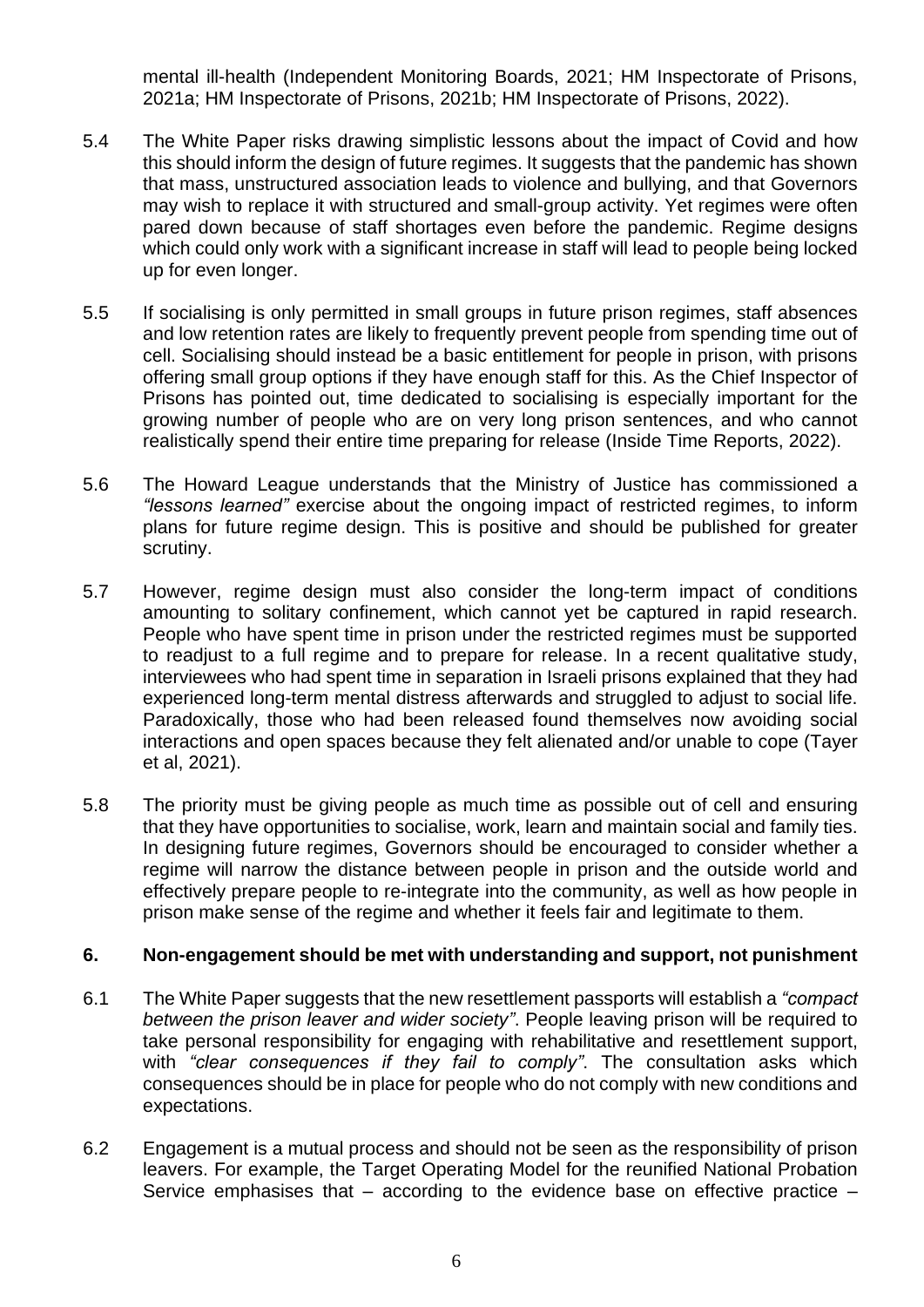mental ill-health (Independent Monitoring Boards, 2021; HM Inspectorate of Prisons, 2021a; HM Inspectorate of Prisons, 2021b; HM Inspectorate of Prisons, 2022).

5.4 The White Paper risks drawing simplistic lessons about the impact of Covid and how this should inform the design of future regimes. It suggests that the pandemic has shown that mass, unstructured association leads to violence and bullying, and that Governors may wish to replace it with structured and small-group activity. Yet regimes were often pared down because of staff shortages even before the pandemic. Regime designs which could only work with a significant increase in staff will lead to people being locked up for even longer.

5.5 If socialising is only permitted in small groups in future prison regimes, staff absences and low retention rates are likely to frequently prevent people from spending time out of cell. Socialising should instead be a basic entitlement for people in prison, with prisons offering small group options if they have enough staff for this. As the Chief Inspector of Prisons has pointed out, time dedicated to socialising is especially important for the growing number of people who are on very long prison sentences, and who cannot realistically spend their entire time preparing for release (Inside Time Reports, 2022).

5.6 The Howard League understands that the Ministry of Justice has commissioned a *"lessons learned"* exercise about the ongoing impact of restricted regimes, to inform plans for future regime design. This is positive and should be published for greater scrutiny.

5.7 However, regime design must also consider the long-term impact of conditions amounting to solitary confinement, which cannot yet be captured in rapid research. People who have spent time in prison under the restricted regimes must be supported to readjust to a full regime and to prepare for release. In a recent qualitative study, interviewees who had spent time in separation in Israeli prisons explained that they had experienced long-term mental distress afterwards and struggled to adjust to social life. Paradoxically, those who had been released found themselves now avoiding social interactions and open spaces because they felt alienated and/or unable to cope (Tayer et al, 2021).

5.8 The priority must be giving people as much time as possible out of cell and ensuring that they have opportunities to socialise, work, learn and maintain social and family ties. In designing future regimes, Governors should be encouraged to consider whether a regime will narrow the distance between people in prison and the outside world and effectively prepare people to re-integrate into the community, as well as how people in prison make sense of the regime and whether it feels fair and legitimate to them.

## 6. Non-engagement should be met with understanding and support, not punishment

6.1 The White Paper suggests that the new resettlement passports will establish a *"compact between the prison leaver and wider society"*. People leaving prison will be required to take personal responsibility for engaging with rehabilitative and resettlement support, with *"clear consequences if they fail to comply"*. The consultation asks which consequences should be in place for people who do not comply with new conditions and expectations.

6.2 Engagement is a mutual process and should not be seen as the responsibility of prison leavers. For example, the Target Operating Model for the reunified National Probation Service emphasises that – according to the evidence base on effective practice –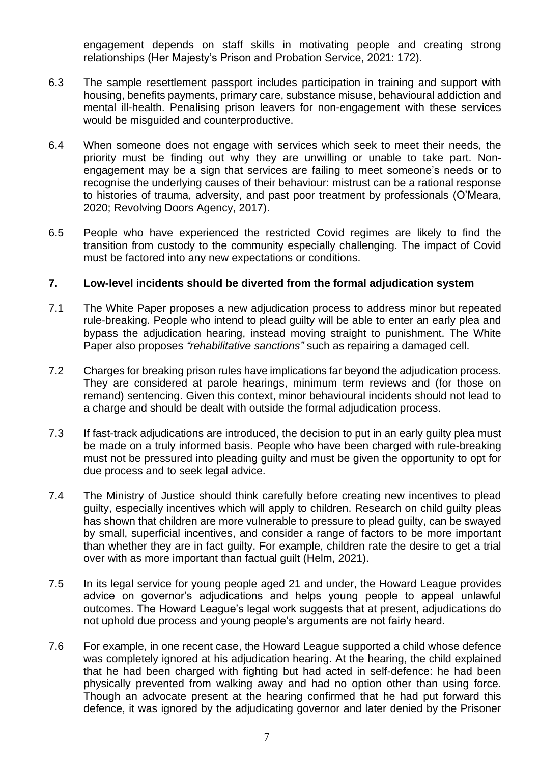engagement depends on staff skills in motivating people and creating strong relationships (Her Majesty's Prison and Probation Service, 2021: 172).

6.3 The sample resettlement passport includes participation in training and support with housing, benefits payments, primary care, substance misuse, behavioural addiction and mental ill-health. Penalising prison leavers for non-engagement with these services would be misguided and counterproductive.

6.4 When someone does not engage with services which seek to meet their needs, the priority must be finding out why they are unwilling or unable to take part. Non-engagement may be a sign that services are failing to meet someone's needs or to recognise the underlying causes of their behaviour: mistrust can be a rational response to histories of trauma, adversity, and past poor treatment by professionals (O'Meara, 2020; Revolving Doors Agency, 2017).

6.5 People who have experienced the restricted Covid regimes are likely to find the transition from custody to the community especially challenging. The impact of Covid must be factored into any new expectations or conditions.

## 7. Low-level incidents should be diverted from the formal adjudication system

7.1 The White Paper proposes a new adjudication process to address minor but repeated rule-breaking. People who intend to plead guilty will be able to enter an early plea and bypass the adjudication hearing, instead moving straight to punishment. The White Paper also proposes *"rehabilitative sanctions"* such as repairing a damaged cell.

7.2 Charges for breaking prison rules have implications far beyond the adjudication process. They are considered at parole hearings, minimum term reviews and (for those on remand) sentencing. Given this context, minor behavioural incidents should not lead to a charge and should be dealt with outside the formal adjudication process.

7.3 If fast-track adjudications are introduced, the decision to put in an early guilty plea must be made on a truly informed basis. People who have been charged with rule-breaking must not be pressured into pleading guilty and must be given the opportunity to opt for due process and to seek legal advice.

7.4 The Ministry of Justice should think carefully before creating new incentives to plead guilty, especially incentives which will apply to children. Research on child guilty pleas has shown that children are more vulnerable to pressure to plead guilty, can be swayed by small, superficial incentives, and consider a range of factors to be more important than whether they are in fact guilty. For example, children rate the desire to get a trial over with as more important than factual guilt (Helm, 2021).

7.5 In its legal service for young people aged 21 and under, the Howard League provides advice on governor's adjudications and helps young people to appeal unlawful outcomes. The Howard League's legal work suggests that at present, adjudications do not uphold due process and young people's arguments are not fairly heard.

7.6 For example, in one recent case, the Howard League supported a child whose defence was completely ignored at his adjudication hearing. At the hearing, the child explained that he had been charged with fighting but had acted in self-defence: he had been physically prevented from walking away and had no option other than using force. Though an advocate present at the hearing confirmed that he had put forward this defence, it was ignored by the adjudicating governor and later denied by the Prisoner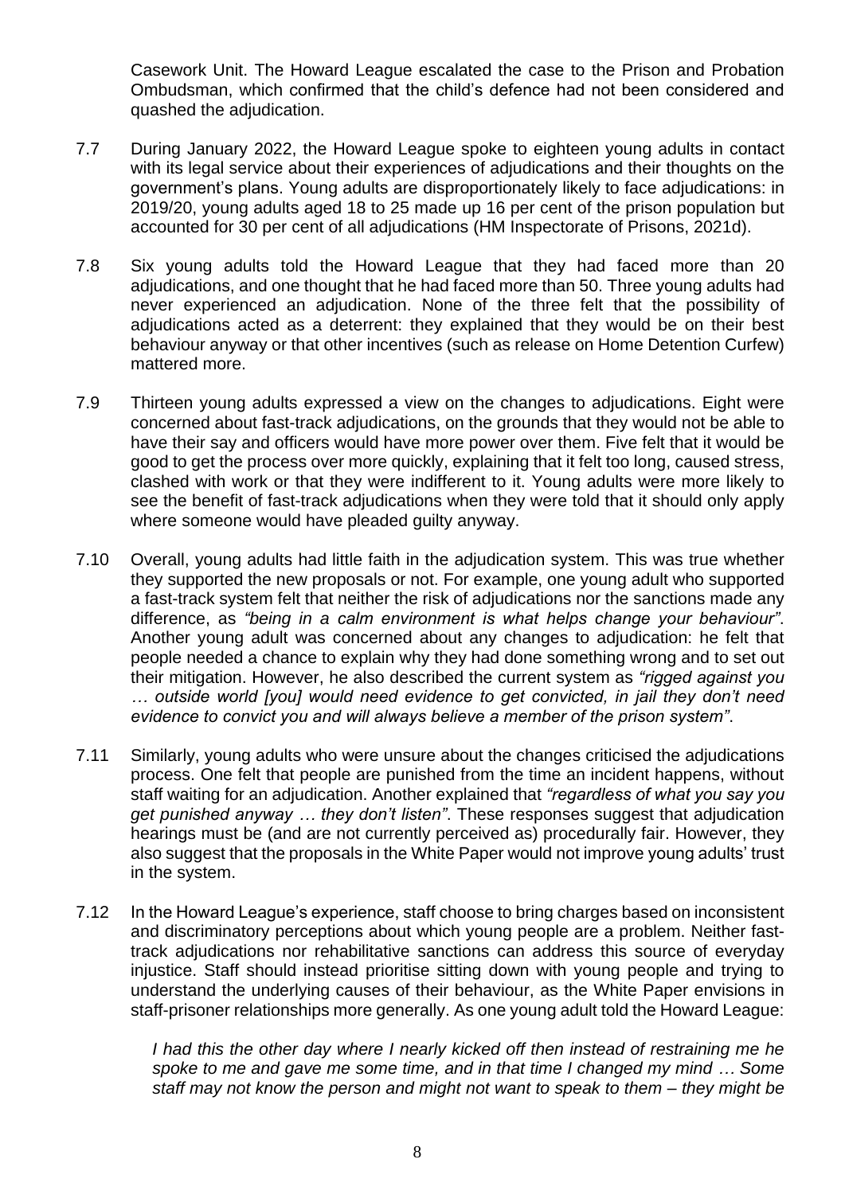Casework Unit. The Howard League escalated the case to the Prison and Probation Ombudsman, which confirmed that the child's defence had not been considered and quashed the adjudication.

7.7 During January 2022, the Howard League spoke to eighteen young adults in contact with its legal service about their experiences of adjudications and their thoughts on the government's plans. Young adults are disproportionately likely to face adjudications: in 2019/20, young adults aged 18 to 25 made up 16 per cent of the prison population but accounted for 30 per cent of all adjudications (HM Inspectorate of Prisons, 2021d).

7.8 Six young adults told the Howard League that they had faced more than 20 adjudications, and one thought that he had faced more than 50. Three young adults had never experienced an adjudication. None of the three felt that the possibility of adjudications acted as a deterrent: they explained that they would be on their best behaviour anyway or that other incentives (such as release on Home Detention Curfew) mattered more.

7.9 Thirteen young adults expressed a view on the changes to adjudications. Eight were concerned about fast-track adjudications, on the grounds that they would not be able to have their say and officers would have more power over them. Five felt that it would be good to get the process over more quickly, explaining that it felt too long, caused stress, clashed with work or that they were indifferent to it. Young adults were more likely to see the benefit of fast-track adjudications when they were told that it should only apply where someone would have pleaded guilty anyway.

7.10 Overall, young adults had little faith in the adjudication system. This was true whether they supported the new proposals or not. For example, one young adult who supported a fast-track system felt that neither the risk of adjudications nor the sanctions made any difference, as *"being in a calm environment is what helps change your behaviour"*. Another young adult was concerned about any changes to adjudication: he felt that people needed a chance to explain why they had done something wrong and to set out their mitigation. However, he also described the current system as *"rigged against you … outside world [you] would need evidence to get convicted, in jail they don't need evidence to convict you and will always believe a member of the prison system"*.

7.11 Similarly, young adults who were unsure about the changes criticised the adjudications process. One felt that people are punished from the time an incident happens, without staff waiting for an adjudication. Another explained that *"regardless of what you say you get punished anyway … they don't listen"*. These responses suggest that adjudication hearings must be (and are not currently perceived as) procedurally fair. However, they also suggest that the proposals in the White Paper would not improve young adults' trust in the system.

7.12 In the Howard League's experience, staff choose to bring charges based on inconsistent and discriminatory perceptions about which young people are a problem. Neither fast-track adjudications nor rehabilitative sanctions can address this source of everyday injustice. Staff should instead prioritise sitting down with young people and trying to understand the underlying causes of their behaviour, as the White Paper envisions in staff-prisoner relationships more generally. As one young adult told the Howard League:

> *I had this the other day where I nearly kicked off then instead of restraining me he spoke to me and gave me some time, and in that time I changed my mind … Some staff may not know the person and might not want to speak to them – they might be*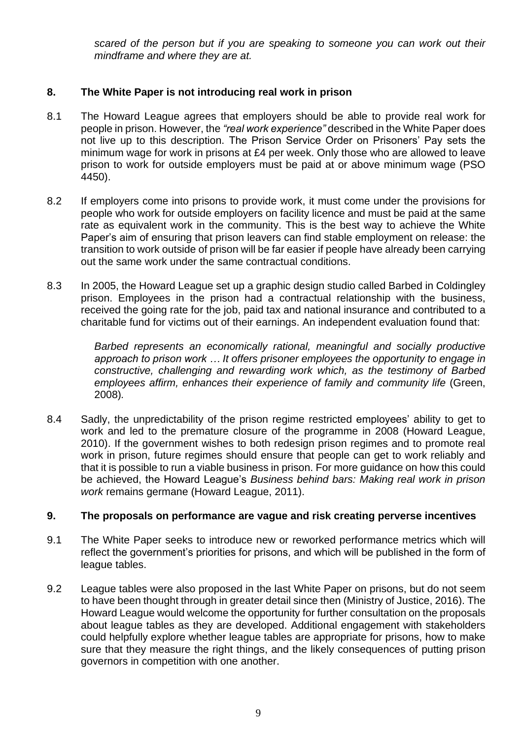*scared of the person but if you are speaking to someone you can work out their mindframe and where they are at.*

## 8. The White Paper is not introducing real work in prison

8.1 The Howard League agrees that employers should be able to provide real work for people in prison. However, the *"real work experience"* described in the White Paper does not live up to this description. The Prison Service Order on Prisoners' Pay sets the minimum wage for work in prisons at £4 per week. Only those who are allowed to leave prison to work for outside employers must be paid at or above minimum wage (PSO 4450).

8.2 If employers come into prisons to provide work, it must come under the provisions for people who work for outside employers on facility licence and must be paid at the same rate as equivalent work in the community. This is the best way to achieve the White Paper's aim of ensuring that prison leavers can find stable employment on release: the transition to work outside of prison will be far easier if people have already been carrying out the same work under the same contractual conditions.

8.3 In 2005, the Howard League set up a graphic design studio called Barbed in Coldingley prison. Employees in the prison had a contractual relationship with the business, received the going rate for the job, paid tax and national insurance and contributed to a charitable fund for victims out of their earnings. An independent evaluation found that:

> *Barbed represents an economically rational, meaningful and socially productive approach to prison work … It offers prisoner employees the opportunity to engage in constructive, challenging and rewarding work which, as the testimony of Barbed employees affirm, enhances their experience of family and community life* (Green, 2008).

8.4 Sadly, the unpredictability of the prison regime restricted employees' ability to get to work and led to the premature closure of the programme in 2008 (Howard League, 2010). If the government wishes to both redesign prison regimes and to promote real work in prison, future regimes should ensure that people can get to work reliably and that it is possible to run a viable business in prison. For more guidance on how this could be achieved, the Howard League's *Business behind bars: Making real work in prison work* remains germane (Howard League, 2011).

## 9. The proposals on performance are vague and risk creating perverse incentives

9.1 The White Paper seeks to introduce new or reworked performance metrics which will reflect the government's priorities for prisons, and which will be published in the form of league tables.

9.2 League tables were also proposed in the last White Paper on prisons, but do not seem to have been thought through in greater detail since then (Ministry of Justice, 2016). The Howard League would welcome the opportunity for further consultation on the proposals about league tables as they are developed. Additional engagement with stakeholders could helpfully explore whether league tables are appropriate for prisons, how to make sure that they measure the right things, and the likely consequences of putting prison governors in competition with one another.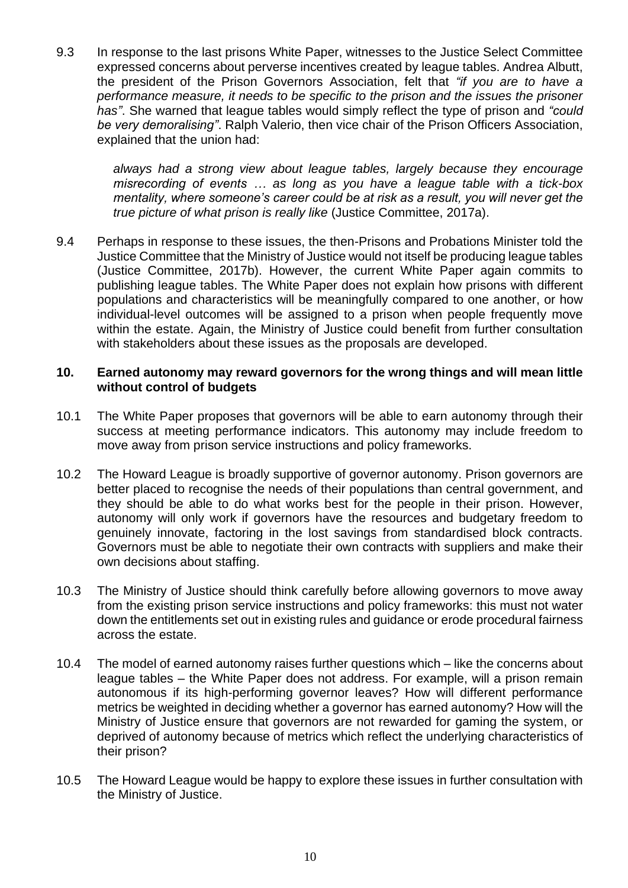9.3 In response to the last prisons White Paper, witnesses to the Justice Select Committee expressed concerns about perverse incentives created by league tables. Andrea Albutt, the president of the Prison Governors Association, felt that *"if you are to have a performance measure, it needs to be specific to the prison and the issues the prisoner has"*. She warned that league tables would simply reflect the type of prison and *"could be very demoralising"*. Ralph Valerio, then vice chair of the Prison Officers Association, explained that the union had:

> *always had a strong view about league tables, largely because they encourage misrecording of events … as long as you have a league table with a tick-box mentality, where someone's career could be at risk as a result, you will never get the true picture of what prison is really like* (Justice Committee, 2017a).

9.4 Perhaps in response to these issues, the then-Prisons and Probations Minister told the Justice Committee that the Ministry of Justice would not itself be producing league tables (Justice Committee, 2017b). However, the current White Paper again commits to publishing league tables. The White Paper does not explain how prisons with different populations and characteristics will be meaningfully compared to one another, or how individual-level outcomes will be assigned to a prison when people frequently move within the estate. Again, the Ministry of Justice could benefit from further consultation with stakeholders about these issues as the proposals are developed.

## 10. Earned autonomy may reward governors for the wrong things and will mean little without control of budgets

10.1 The White Paper proposes that governors will be able to earn autonomy through their success at meeting performance indicators. This autonomy may include freedom to move away from prison service instructions and policy frameworks.

10.2 The Howard League is broadly supportive of governor autonomy. Prison governors are better placed to recognise the needs of their populations than central government, and they should be able to do what works best for the people in their prison. However, autonomy will only work if governors have the resources and budgetary freedom to genuinely innovate, factoring in the lost savings from standardised block contracts. Governors must be able to negotiate their own contracts with suppliers and make their own decisions about staffing.

10.3 The Ministry of Justice should think carefully before allowing governors to move away from the existing prison service instructions and policy frameworks: this must not water down the entitlements set out in existing rules and guidance or erode procedural fairness across the estate.

10.4 The model of earned autonomy raises further questions which – like the concerns about league tables – the White Paper does not address. For example, will a prison remain autonomous if its high-performing governor leaves? How will different performance metrics be weighted in deciding whether a governor has earned autonomy? How will the Ministry of Justice ensure that governors are not rewarded for gaming the system, or deprived of autonomy because of metrics which reflect the underlying characteristics of their prison?

10.5 The Howard League would be happy to explore these issues in further consultation with the Ministry of Justice.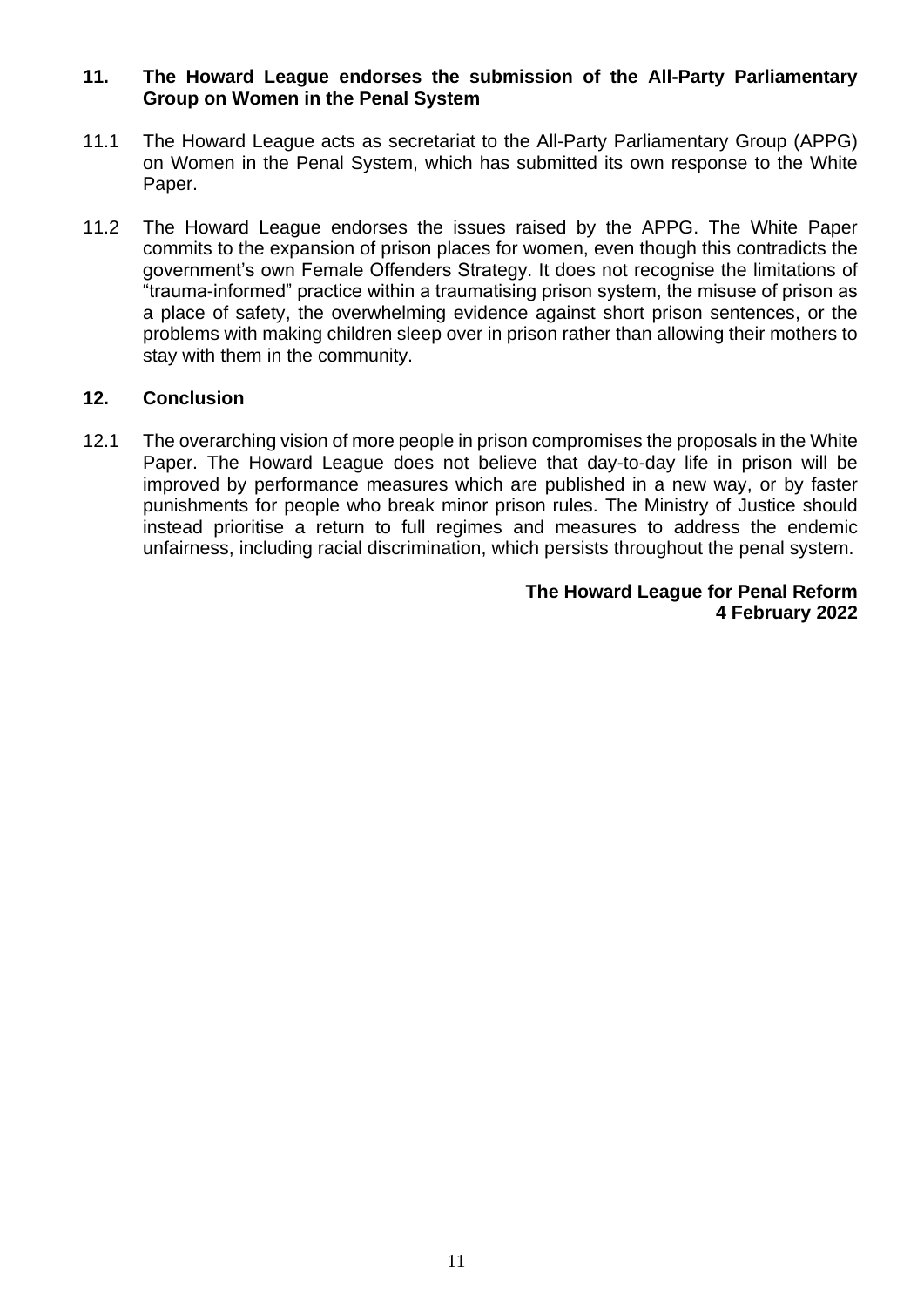## 11. The Howard League endorses the submission of the All-Party Parliamentary Group on Women in the Penal System

11.1 The Howard League acts as secretariat to the All-Party Parliamentary Group (APPG) on Women in the Penal System, which has submitted its own response to the White Paper.

11.2 The Howard League endorses the issues raised by the APPG. The White Paper commits to the expansion of prison places for women, even though this contradicts the government's own Female Offenders Strategy. It does not recognise the limitations of "trauma-informed" practice within a traumatising prison system, the misuse of prison as a place of safety, the overwhelming evidence against short prison sentences, or the problems with making children sleep over in prison rather than allowing their mothers to stay with them in the community.

## 12. Conclusion

12.1 The overarching vision of more people in prison compromises the proposals in the White Paper. The Howard League does not believe that day-to-day life in prison will be improved by performance measures which are published in a new way, or by faster punishments for people who break minor prison rules. The Ministry of Justice should instead prioritise a return to full regimes and measures to address the endemic unfairness, including racial discrimination, which persists throughout the penal system.

**The Howard League for Penal Reform**
**4 February 2022**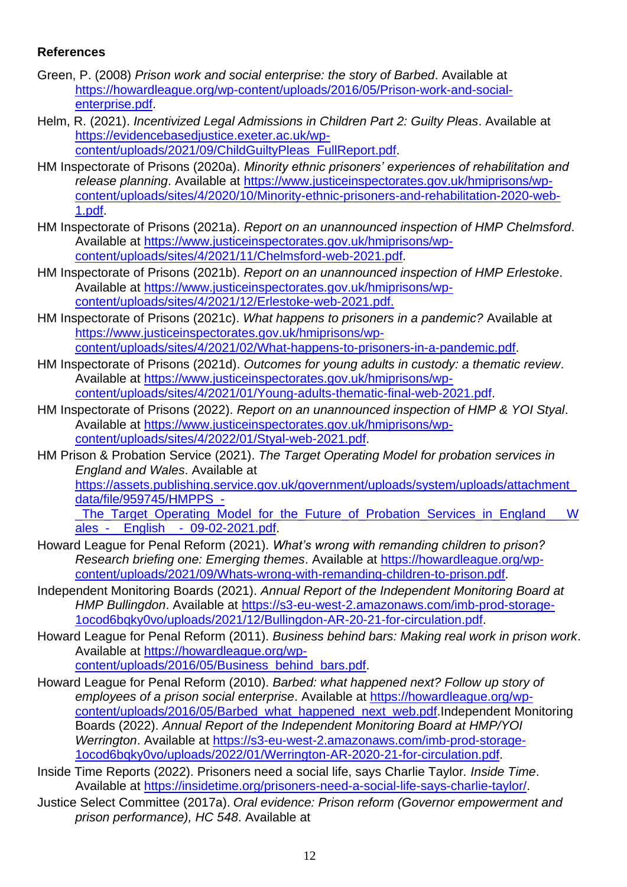**References**

Green, P. (2008) *Prison work and social enterprise: the story of Barbed*. Available at https://howardleague.org/wp-content/uploads/2016/05/Prison-work-and-social-enterprise.pdf.

Helm, R. (2021). *Incentivized Legal Admissions in Children Part 2: Guilty Pleas*. Available at https://evidencebasedjustice.exeter.ac.uk/wp-content/uploads/2021/09/ChildGuiltyPleas_FullReport.pdf.

HM Inspectorate of Prisons (2020a). *Minority ethnic prisoners' experiences of rehabilitation and release planning*. Available at https://www.justiceinspectorates.gov.uk/hmiprisons/wp-content/uploads/sites/4/2020/10/Minority-ethnic-prisoners-and-rehabilitation-2020-web-1.pdf.

HM Inspectorate of Prisons (2021a). *Report on an unannounced inspection of HMP Chelmsford*. Available at https://www.justiceinspectorates.gov.uk/hmiprisons/wp-content/uploads/sites/4/2021/11/Chelmsford-web-2021.pdf.

HM Inspectorate of Prisons (2021b). *Report on an unannounced inspection of HMP Erlestoke*. Available at https://www.justiceinspectorates.gov.uk/hmiprisons/wp-content/uploads/sites/4/2021/12/Erlestoke-web-2021.pdf.

HM Inspectorate of Prisons (2021c). *What happens to prisoners in a pandemic?* Available at https://www.justiceinspectorates.gov.uk/hmiprisons/wp-content/uploads/sites/4/2021/02/What-happens-to-prisoners-in-a-pandemic.pdf.

HM Inspectorate of Prisons (2021d). *Outcomes for young adults in custody: a thematic review*. Available at https://www.justiceinspectorates.gov.uk/hmiprisons/wp-content/uploads/sites/4/2021/01/Young-adults-thematic-final-web-2021.pdf.

HM Inspectorate of Prisons (2022). *Report on an unannounced inspection of HMP & YOI Styal*. Available at https://www.justiceinspectorates.gov.uk/hmiprisons/wp-content/uploads/sites/4/2022/01/Styal-web-2021.pdf.

HM Prison & Probation Service (2021). *The Target Operating Model for probation services in England and Wales*. Available at https://assets.publishing.service.gov.uk/government/uploads/system/uploads/attachment_data/file/959745/HMPPS_-_The_Target_Operating_Model_for_the_Future_of_Probation_Services_in_England___Wales_-__English__-_09-02-2021.pdf.

Howard League for Penal Reform (2021). *What's wrong with remanding children to prison? Research briefing one: Emerging themes*. Available at https://howardleague.org/wp-content/uploads/2021/09/Whats-wrong-with-remanding-children-to-prison.pdf.

Independent Monitoring Boards (2021). *Annual Report of the Independent Monitoring Board at HMP Bullingdon*. Available at https://s3-eu-west-2.amazonaws.com/imb-prod-storage-1ocod6bqky0vo/uploads/2021/12/Bullingdon-AR-20-21-for-circulation.pdf.

Howard League for Penal Reform (2011). *Business behind bars: Making real work in prison work*. Available at https://howardleague.org/wp-content/uploads/2016/05/Business_behind_bars.pdf.

Howard League for Penal Reform (2010). *Barbed: what happened next? Follow up story of employees of a prison social enterprise*. Available at https://howardleague.org/wp-content/uploads/2016/05/Barbed_what_happened_next_web.pdf.Independent Monitoring Boards (2022). *Annual Report of the Independent Monitoring Board at HMP/YOI Werrington*. Available at https://s3-eu-west-2.amazonaws.com/imb-prod-storage-1ocod6bqky0vo/uploads/2022/01/Werrington-AR-2020-21-for-circulation.pdf.

Inside Time Reports (2022). Prisoners need a social life, says Charlie Taylor. *Inside Time*. Available at https://insidetime.org/prisoners-need-a-social-life-says-charlie-taylor/.

Justice Select Committee (2017a). *Oral evidence: Prison reform (Governor empowerment and prison performance), HC 548*. Available at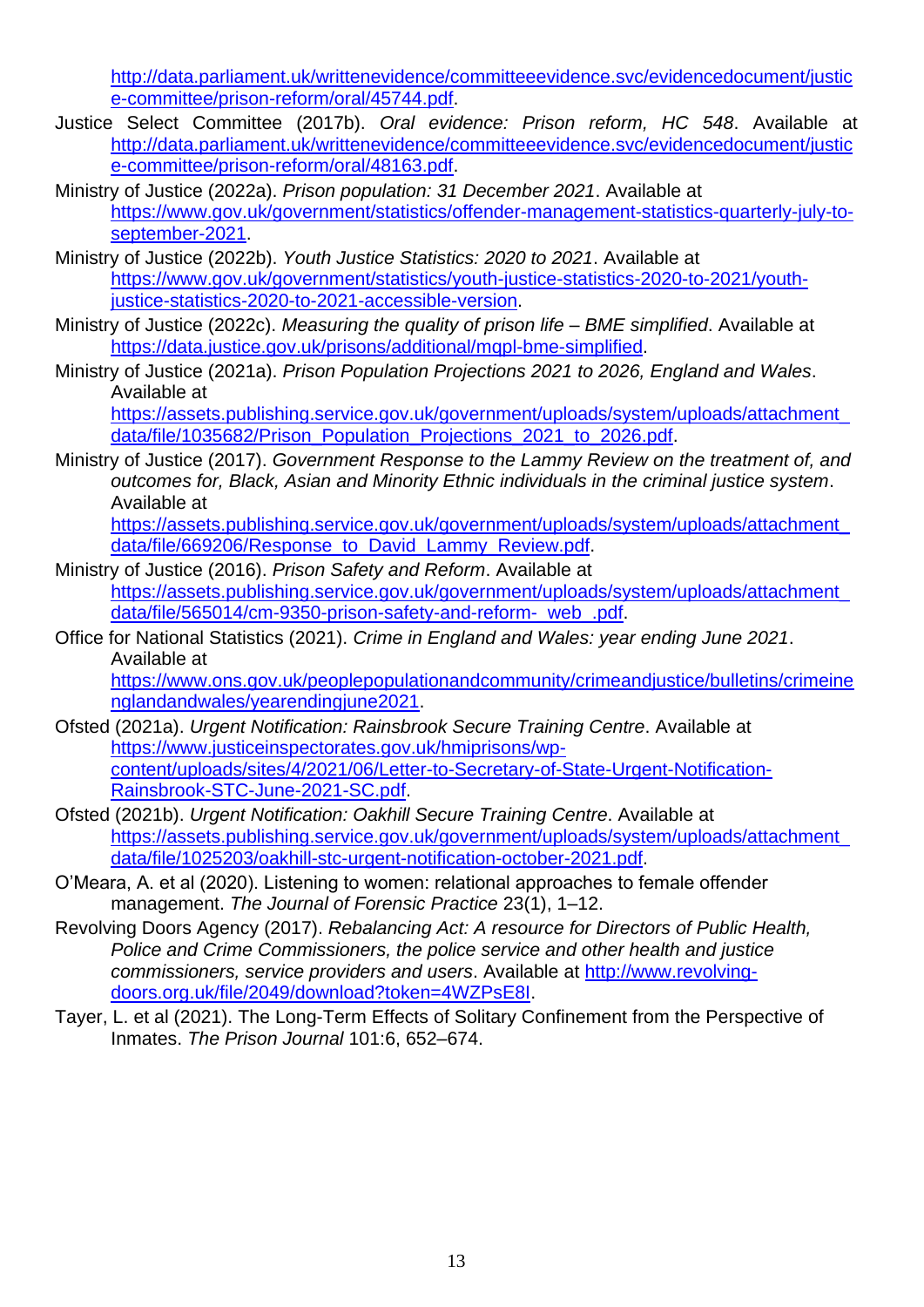http://data.parliament.uk/writtenevidence/committeeevidence.svc/evidencedocument/justice-committee/prison-reform/oral/45744.pdf.

Justice Select Committee (2017b). *Oral evidence: Prison reform, HC 548*. Available at http://data.parliament.uk/writtenevidence/committeeevidence.svc/evidencedocument/justice-committee/prison-reform/oral/48163.pdf.

Ministry of Justice (2022a). *Prison population: 31 December 2021*. Available at https://www.gov.uk/government/statistics/offender-management-statistics-quarterly-july-to-september-2021.

Ministry of Justice (2022b). *Youth Justice Statistics: 2020 to 2021*. Available at https://www.gov.uk/government/statistics/youth-justice-statistics-2020-to-2021/youth-justice-statistics-2020-to-2021-accessible-version.

Ministry of Justice (2022c). *Measuring the quality of prison life – BME simplified*. Available at https://data.justice.gov.uk/prisons/additional/mqpl-bme-simplified.

Ministry of Justice (2021a). *Prison Population Projections 2021 to 2026, England and Wales*. Available at https://assets.publishing.service.gov.uk/government/uploads/system/uploads/attachment_data/file/1035682/Prison_Population_Projections_2021_to_2026.pdf.

Ministry of Justice (2017). *Government Response to the Lammy Review on the treatment of, and outcomes for, Black, Asian and Minority Ethnic individuals in the criminal justice system*. Available at https://assets.publishing.service.gov.uk/government/uploads/system/uploads/attachment_data/file/669206/Response_to_David_Lammy_Review.pdf.

Ministry of Justice (2016). *Prison Safety and Reform*. Available at https://assets.publishing.service.gov.uk/government/uploads/system/uploads/attachment_data/file/565014/cm-9350-prison-safety-and-reform-_web_.pdf.

Office for National Statistics (2021). *Crime in England and Wales: year ending June 2021*. Available at https://www.ons.gov.uk/peoplepopulationandcommunity/crimeandjustice/bulletins/crimeinenglandandwales/yearendingjune2021.

Ofsted (2021a). *Urgent Notification: Rainsbrook Secure Training Centre*. Available at https://www.justiceinspectorates.gov.uk/hmiprisons/wp-content/uploads/sites/4/2021/06/Letter-to-Secretary-of-State-Urgent-Notification-Rainsbrook-STC-June-2021-SC.pdf.

Ofsted (2021b). *Urgent Notification: Oakhill Secure Training Centre*. Available at https://assets.publishing.service.gov.uk/government/uploads/system/uploads/attachment_data/file/1025203/oakhill-stc-urgent-notification-october-2021.pdf.

O'Meara, A. et al (2020). Listening to women: relational approaches to female offender management. *The Journal of Forensic Practice* 23(1), 1–12.

Revolving Doors Agency (2017). *Rebalancing Act: A resource for Directors of Public Health, Police and Crime Commissioners, the police service and other health and justice commissioners, service providers and users*. Available at http://www.revolving-doors.org.uk/file/2049/download?token=4WZPsE8I.

Tayer, L. et al (2021). The Long-Term Effects of Solitary Confinement from the Perspective of Inmates. *The Prison Journal* 101:6, 652–674.